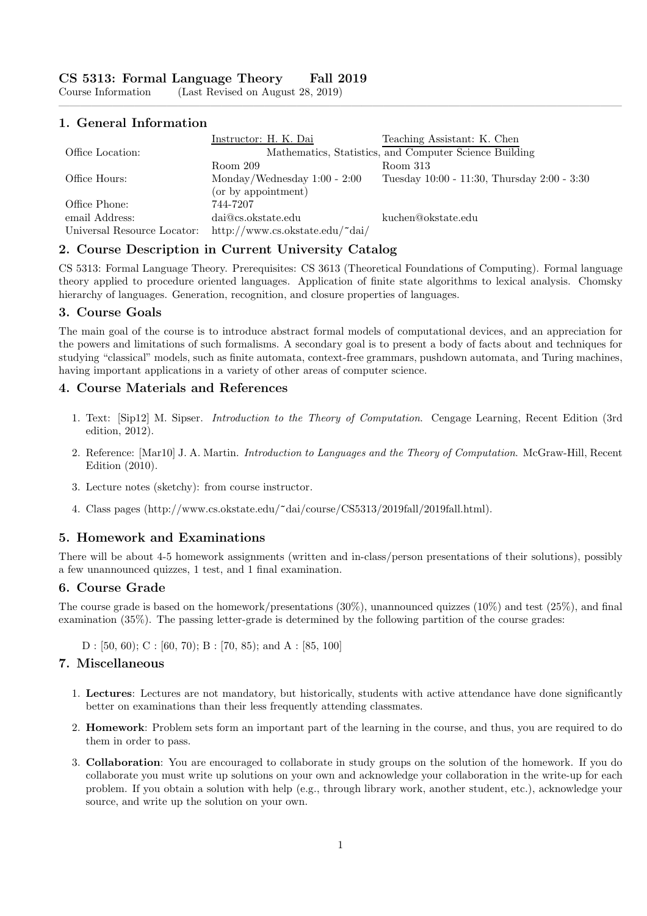# CS 5313: Formal Language Theory Fall 2019

Course Information (Last Revised on August 28, 2019)

## 1. General Information

| | Instructor: H. K. Dai | Teaching Assistant: K. Chen |
|---|---|---|
| Office Location: | Mathematics, Statistics, and Computer Science Building | |
| | Room 209 | Room 313 |
| Office Hours: | Monday/Wednesday 1:00 - 2:00 (or by appointment) | Tuesday 10:00 - 11:30, Thursday 2:00 - 3:30 |
| Office Phone: | 744-7207 | |
| email Address: | dai@cs.okstate.edu | kuchen@okstate.edu |
| Universal Resource Locator: | http://www.cs.okstate.edu/~dai/ | |

## 2. Course Description in Current University Catalog

CS 5313: Formal Language Theory. Prerequisites: CS 3613 (Theoretical Foundations of Computing). Formal language theory applied to procedure oriented languages. Application of finite state algorithms to lexical analysis. Chomsky hierarchy of languages. Generation, recognition, and closure properties of languages.

## 3. Course Goals

The main goal of the course is to introduce abstract formal models of computational devices, and an appreciation for the powers and limitations of such formalisms. A secondary goal is to present a body of facts about and techniques for studying "classical" models, such as finite automata, context-free grammars, pushdown automata, and Turing machines, having important applications in a variety of other areas of computer science.

## 4. Course Materials and References

1. Text: [Sip12] M. Sipser. *Introduction to the Theory of Computation*. Cengage Learning, Recent Edition (3rd edition, 2012).
2. Reference: [Mar10] J. A. Martin. *Introduction to Languages and the Theory of Computation*. McGraw-Hill, Recent Edition (2010).
3. Lecture notes (sketchy): from course instructor.
4. Class pages (http://www.cs.okstate.edu/~dai/course/CS5313/2019fall/2019fall.html).

## 5. Homework and Examinations

There will be about 4-5 homework assignments (written and in-class/person presentations of their solutions), possibly a few unannounced quizzes, 1 test, and 1 final examination.

## 6. Course Grade

The course grade is based on the homework/presentations (30%), unannounced quizzes (10%) and test (25%), and final examination (35%). The passing letter-grade is determined by the following partition of the course grades:

D : [50, 60); C : [60, 70); B : [70, 85); and A : [85, 100]

## 7. Miscellaneous

1. **Lectures**: Lectures are not mandatory, but historically, students with active attendance have done significantly better on examinations than their less frequently attending classmates.
2. **Homework**: Problem sets form an important part of the learning in the course, and thus, you are required to do them in order to pass.
3. **Collaboration**: You are encouraged to collaborate in study groups on the solution of the homework. If you do collaborate you must write up solutions on your own and acknowledge your collaboration in the write-up for each problem. If you obtain a solution with help (e.g., through library work, another student, etc.), acknowledge your source, and write up the solution on your own.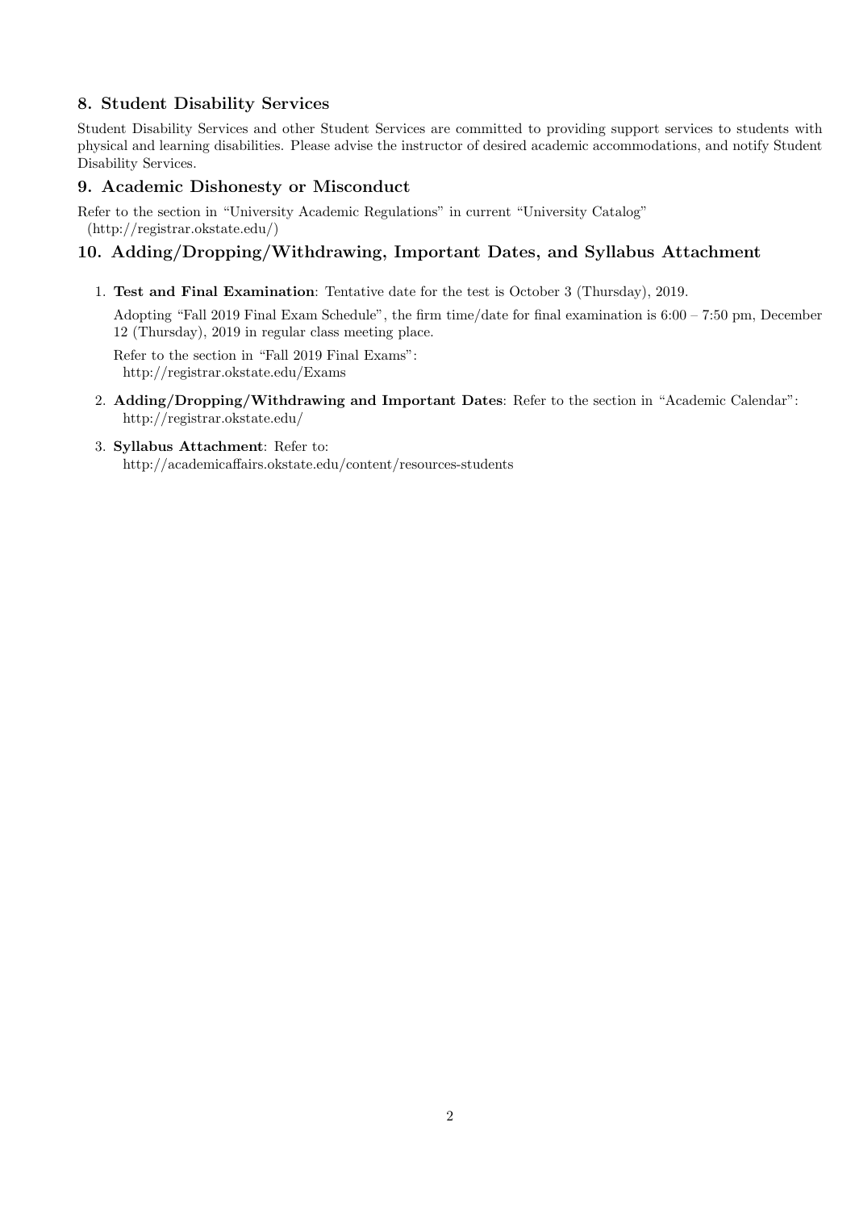## 8. Student Disability Services

Student Disability Services and other Student Services are committed to providing support services to students with physical and learning disabilities. Please advise the instructor of desired academic accommodations, and notify Student Disability Services.

## 9. Academic Dishonesty or Misconduct

Refer to the section in "University Academic Regulations" in current "University Catalog" (http://registrar.okstate.edu/)

## 10. Adding/Dropping/Withdrawing, Important Dates, and Syllabus Attachment

1. **Test and Final Examination**: Tentative date for the test is October 3 (Thursday), 2019.

   Adopting "Fall 2019 Final Exam Schedule", the firm time/date for final examination is 6:00 – 7:50 pm, December 12 (Thursday), 2019 in regular class meeting place.

   Refer to the section in "Fall 2019 Final Exams":
   http://registrar.okstate.edu/Exams

2. **Adding/Dropping/Withdrawing and Important Dates**: Refer to the section in "Academic Calendar": http://registrar.okstate.edu/

3. **Syllabus Attachment**: Refer to:
   http://academicaffairs.okstate.edu/content/resources-students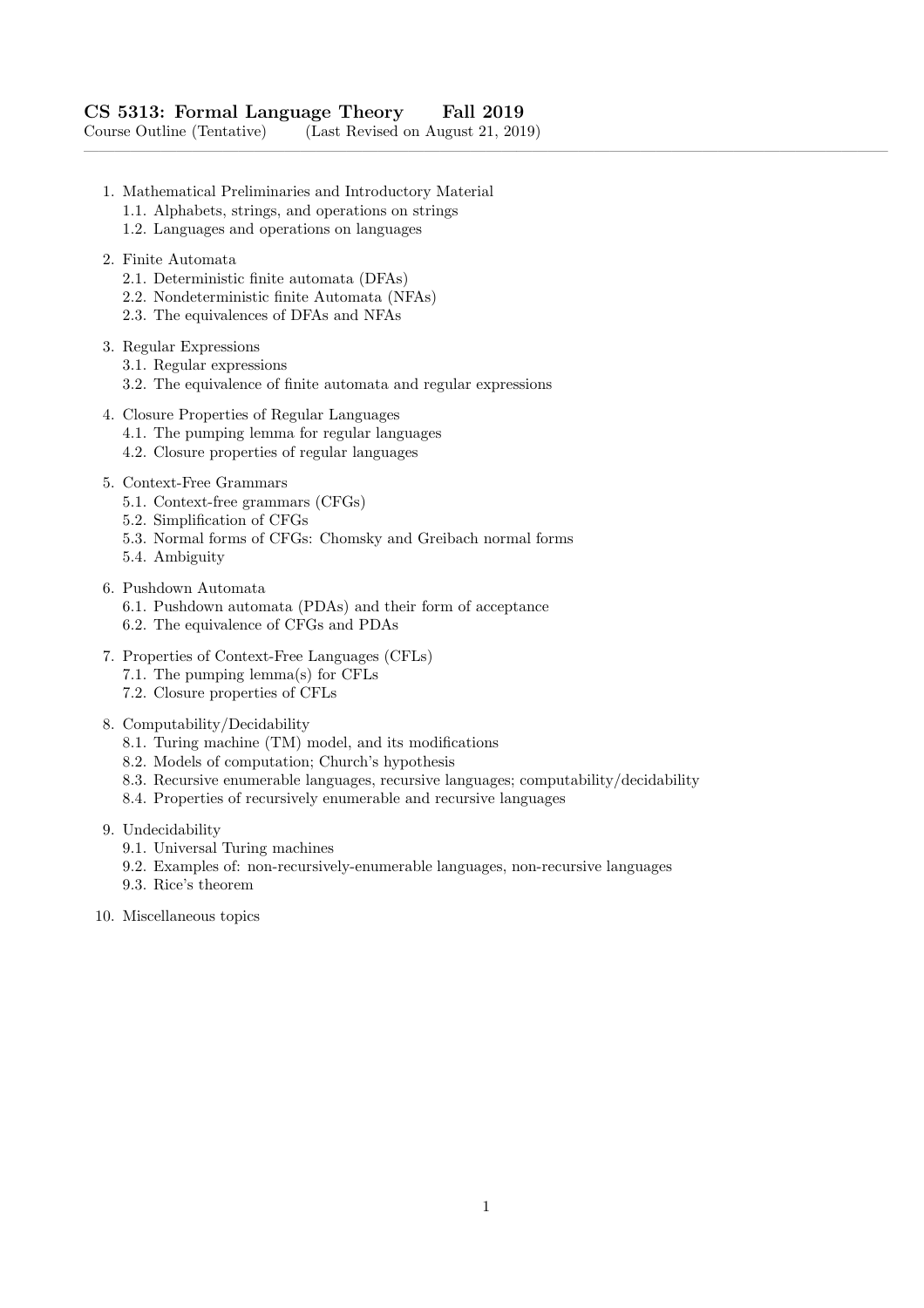## CS 5313: Formal Language Theory Fall 2019

Course Outline (Tentative) (Last Revised on August 21, 2019)

---

1. Mathematical Preliminaries and Introductory Material
   1.1. Alphabets, strings, and operations on strings
   1.2. Languages and operations on languages
2. Finite Automata
   2.1. Deterministic finite automata (DFAs)
   2.2. Nondeterministic finite Automata (NFAs)
   2.3. The equivalences of DFAs and NFAs
3. Regular Expressions
   3.1. Regular expressions
   3.2. The equivalence of finite automata and regular expressions
4. Closure Properties of Regular Languages
   4.1. The pumping lemma for regular languages
   4.2. Closure properties of regular languages
5. Context-Free Grammars
   5.1. Context-free grammars (CFGs)
   5.2. Simplification of CFGs
   5.3. Normal forms of CFGs: Chomsky and Greibach normal forms
   5.4. Ambiguity
6. Pushdown Automata
   6.1. Pushdown automata (PDAs) and their form of acceptance
   6.2. The equivalence of CFGs and PDAs
7. Properties of Context-Free Languages (CFLs)
   7.1. The pumping lemma(s) for CFLs
   7.2. Closure properties of CFLs
8. Computability/Decidability
   8.1. Turing machine (TM) model, and its modifications
   8.2. Models of computation; Church's hypothesis
   8.3. Recursive enumerable languages, recursive languages; computability/decidability
   8.4. Properties of recursively enumerable and recursive languages
9. Undecidability
   9.1. Universal Turing machines
   9.2. Examples of: non-recursively-enumerable languages, non-recursive languages
   9.3. Rice's theorem
10. Miscellaneous topics